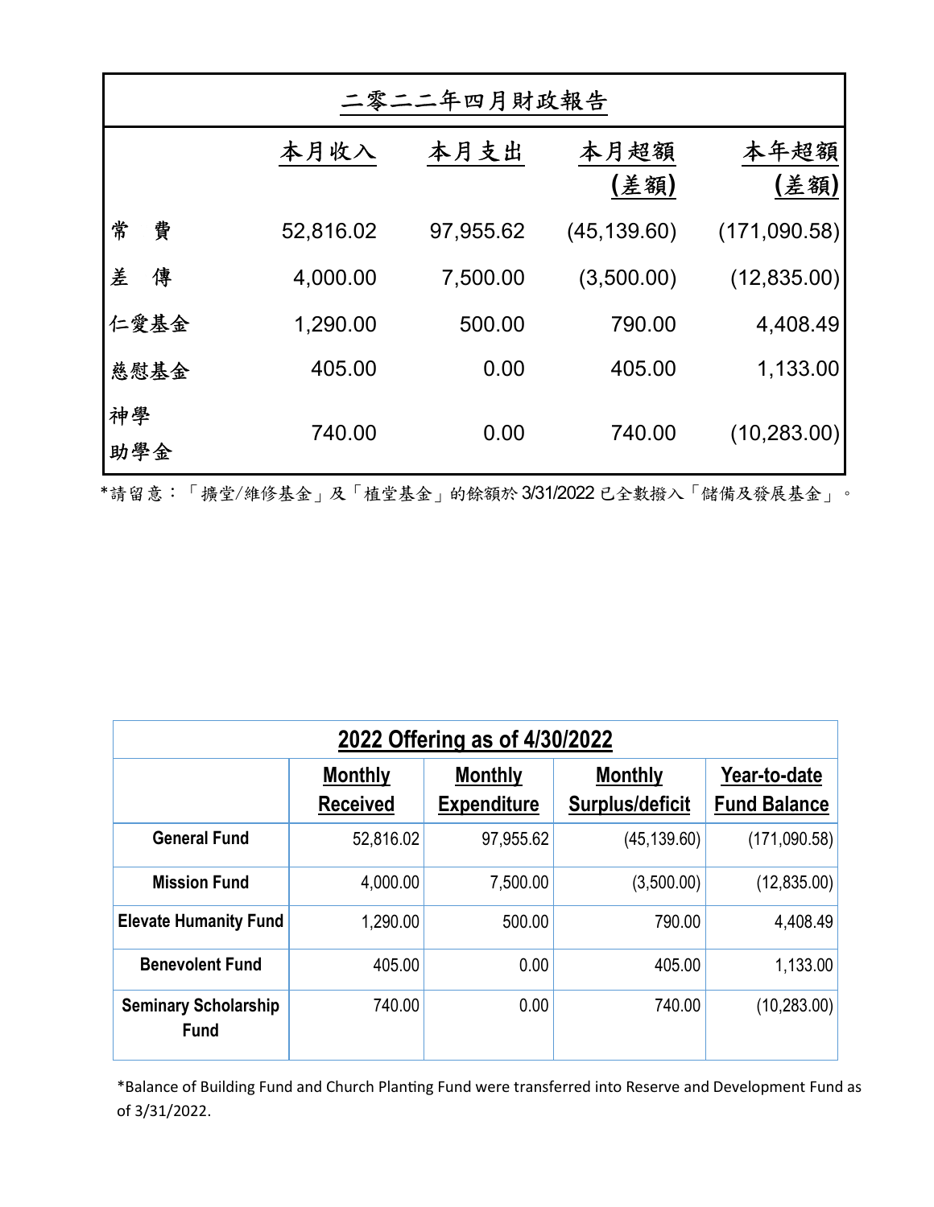## 二零二二年四月財政報告

| | 本月收入 | 本月支出 | 本月超額<br>(差額) | 本年超額<br>(差額) |
|---|---|---|---|---|
| 常　費 | 52,816.02 | 97,955.62 | (45,139.60) | (171,090.58) |
| 差　傳 | 4,000.00 | 7,500.00 | (3,500.00) | (12,835.00) |
| 仁愛基金 | 1,290.00 | 500.00 | 790.00 | 4,408.49 |
| 慈慰基金 | 405.00 | 0.00 | 405.00 | 1,133.00 |
| 神學<br>助學金 | 740.00 | 0.00 | 740.00 | (10,283.00) |

*請留意：「擴堂/維修基金」及「植堂基金」的餘額於 3/31/2022 已全數撥入「儲備及發展基金」。

## 2022 Offering as of 4/30/2022

| | Monthly Received | Monthly Expenditure | Monthly Surplus/deficit | Year-to-date Fund Balance |
|---|---|---|---|---|
| **General Fund** | 52,816.02 | 97,955.62 | (45,139.60) | (171,090.58) |
| **Mission Fund** | 4,000.00 | 7,500.00 | (3,500.00) | (12,835.00) |
| **Elevate Humanity Fund** | 1,290.00 | 500.00 | 790.00 | 4,408.49 |
| **Benevolent Fund** | 405.00 | 0.00 | 405.00 | 1,133.00 |
| **Seminary Scholarship Fund** | 740.00 | 0.00 | 740.00 | (10,283.00) |

*Balance of Building Fund and Church Planting Fund were transferred into Reserve and Development Fund as of 3/31/2022.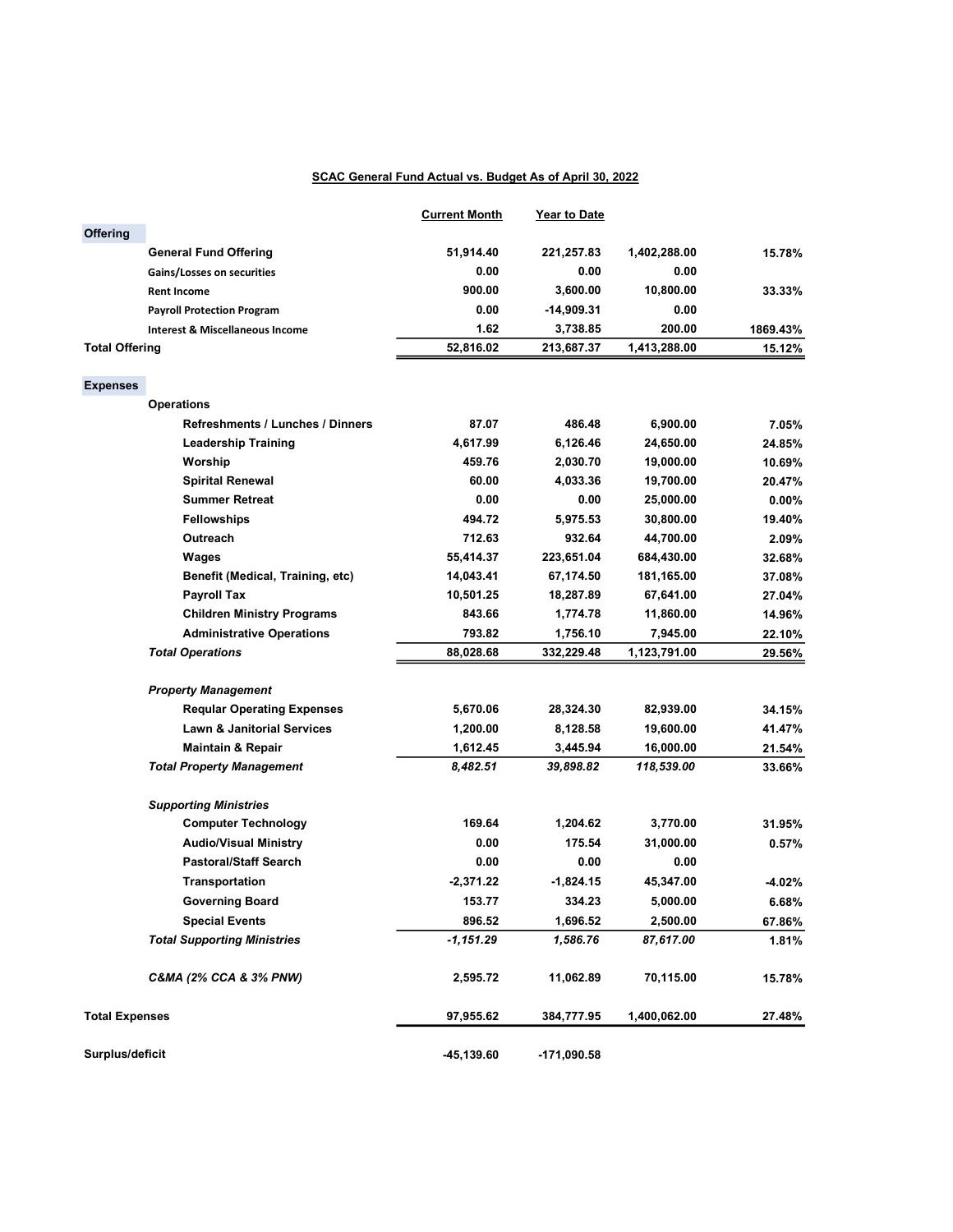## SCAC General Fund Actual vs. Budget As of April 30, 2022

| | Current Month | Year to Date | | |
|---|---|---|---|---|
| **Offering** | | | | |
| General Fund Offering | 51,914.40 | 221,257.83 | 1,402,288.00 | 15.78% |
| Gains/Losses on securities | 0.00 | 0.00 | 0.00 | |
| Rent Income | 900.00 | 3,600.00 | 10,800.00 | 33.33% |
| Payroll Protection Program | 0.00 | -14,909.31 | 0.00 | |
| Interest & Miscellaneous Income | 1.62 | 3,738.85 | 200.00 | 1869.43% |
| **Total Offering** | 52,816.02 | 213,687.37 | 1,413,288.00 | 15.12% |
| **Expenses** | | | | |
| Operations | | | | |
| Refreshments / Lunches / Dinners | 87.07 | 486.48 | 6,900.00 | 7.05% |
| Leadership Training | 4,617.99 | 6,126.46 | 24,650.00 | 24.85% |
| Worship | 459.76 | 2,030.70 | 19,000.00 | 10.69% |
| Spirital Renewal | 60.00 | 4,033.36 | 19,700.00 | 20.47% |
| Summer Retreat | 0.00 | 0.00 | 25,000.00 | 0.00% |
| Fellowships | 494.72 | 5,975.53 | 30,800.00 | 19.40% |
| Outreach | 712.63 | 932.64 | 44,700.00 | 2.09% |
| Wages | 55,414.37 | 223,651.04 | 684,430.00 | 32.68% |
| Benefit (Medical, Training, etc) | 14,043.41 | 67,174.50 | 181,165.00 | 37.08% |
| Payroll Tax | 10,501.25 | 18,287.89 | 67,641.00 | 27.04% |
| Children Ministry Programs | 843.66 | 1,774.78 | 11,860.00 | 14.96% |
| Administrative Operations | 793.82 | 1,756.10 | 7,945.00 | 22.10% |
| ***Total Operations*** | 88,028.68 | 332,229.48 | 1,123,791.00 | 29.56% |
| *Property Management* | | | | |
| Reqular Operating Expenses | 5,670.06 | 28,324.30 | 82,939.00 | 34.15% |
| Lawn & Janitorial Services | 1,200.00 | 8,128.58 | 19,600.00 | 41.47% |
| Maintain & Repair | 1,612.45 | 3,445.94 | 16,000.00 | 21.54% |
| ***Total Property Management*** | *8,482.51* | *39,898.82* | *118,539.00* | 33.66% |
| *Supporting Ministries* | | | | |
| Computer Technology | 169.64 | 1,204.62 | 3,770.00 | 31.95% |
| Audio/Visual Ministry | 0.00 | 175.54 | 31,000.00 | 0.57% |
| Pastoral/Staff Search | 0.00 | 0.00 | 0.00 | |
| Transportation | -2,371.22 | -1,824.15 | 45,347.00 | -4.02% |
| Governing Board | 153.77 | 334.23 | 5,000.00 | 6.68% |
| Special Events | 896.52 | 1,696.52 | 2,500.00 | 67.86% |
| ***Total Supporting Ministries*** | *-1,151.29* | *1,586.76* | *87,617.00* | 1.81% |
| ***C&MA (2% CCA & 3% PNW)*** | 2,595.72 | 11,062.89 | 70,115.00 | 15.78% |
| **Total Expenses** | 97,955.62 | 384,777.95 | 1,400,062.00 | 27.48% |
| **Surplus/deficit** | -45,139.60 | -171,090.58 | | |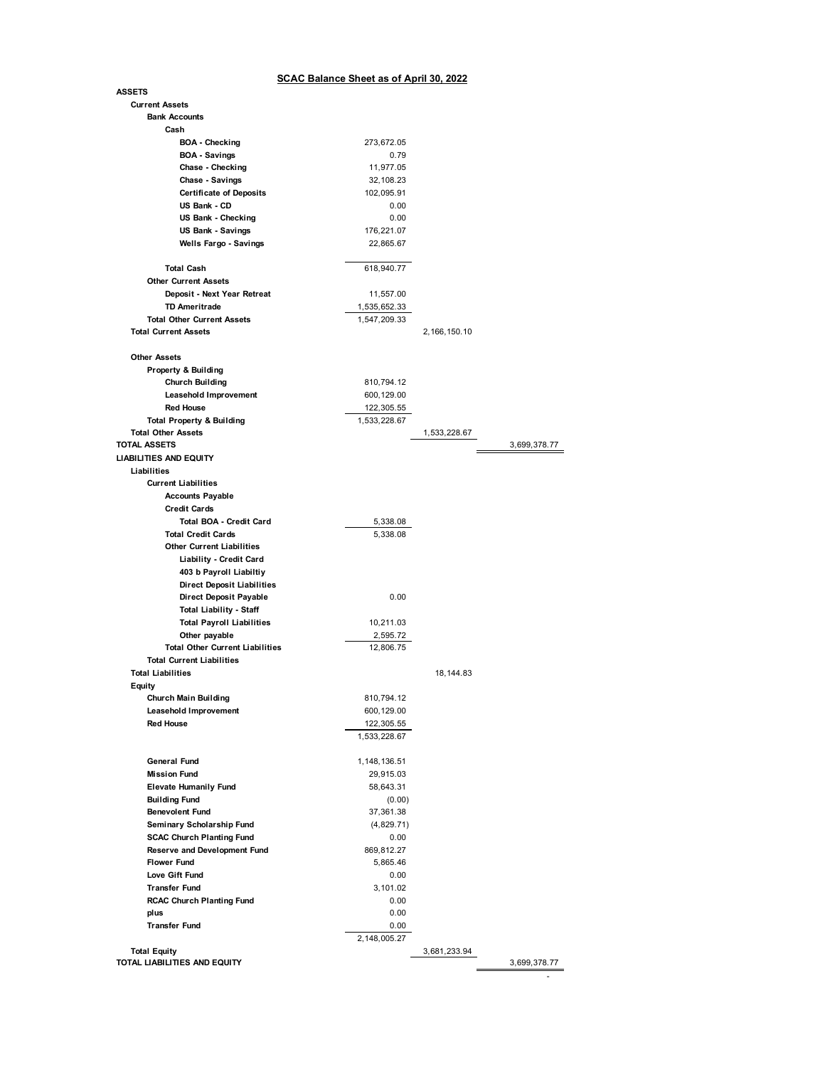**SCAC Balance Sheet as of April 30, 2022**

| | | | |
|---|---|---|---|
| **ASSETS** | | | |
| **Current Assets** | | | |
| **Bank Accounts** | | | |
| **Cash** | | | |
| **BOA - Checking** | 273,672.05 | | |
| **BOA - Savings** | 0.79 | | |
| **Chase - Checking** | 11,977.05 | | |
| **Chase - Savings** | 32,108.23 | | |
| **Certificate of Deposits** | 102,095.91 | | |
| **US Bank - CD** | 0.00 | | |
| **US Bank - Checking** | 0.00 | | |
| **US Bank - Savings** | 176,221.07 | | |
| **Wells Fargo - Savings** | 22,865.67 | | |
| **Total Cash** | 618,940.77 | | |
| **Other Current Assets** | | | |
| **Deposit - Next Year Retreat** | 11,557.00 | | |
| **TD Ameritrade** | 1,535,652.33 | | |
| **Total Other Current Assets** | 1,547,209.33 | | |
| **Total Current Assets** | | 2,166,150.10 | |
| **Other Assets** | | | |
| **Property & Building** | | | |
| **Church Building** | 810,794.12 | | |
| **Leasehold Improvement** | 600,129.00 | | |
| **Red House** | 122,305.55 | | |
| **Total Property & Building** | 1,533,228.67 | | |
| **Total Other Assets** | | 1,533,228.67 | |
| **TOTAL ASSETS** | | | 3,699,378.77 |
| **LIABILITIES AND EQUITY** | | | |
| **Liabilities** | | | |
| **Current Liabilities** | | | |
| **Accounts Payable** | | | |
| **Credit Cards** | | | |
| **Total BOA - Credit Card** | 5,338.08 | | |
| **Total Credit Cards** | 5,338.08 | | |
| **Other Current Liabilities** | | | |
| **Liability - Credit Card** | | | |
| **403 b Payroll Liabiltiy** | | | |
| **Direct Deposit Liabilities** | | | |
| **Direct Deposit Payable** | 0.00 | | |
| **Total Liability - Staff** | | | |
| **Total Payroll Liabilities** | 10,211.03 | | |
| **Other payable** | 2,595.72 | | |
| **Total Other Current Liabilities** | 12,806.75 | | |
| **Total Current Liabilities** | | | |
| **Total Liabilities** | | 18,144.83 | |
| **Equity** | | | |
| **Church Main Building** | 810,794.12 | | |
| **Leasehold Improvement** | 600,129.00 | | |
| **Red House** | 122,305.55 | | |
| | 1,533,228.67 | | |
| **General Fund** | 1,148,136.51 | | |
| **Mission Fund** | 29,915.03 | | |
| **Elevate Humanily Fund** | 58,643.31 | | |
| **Building Fund** | (0.00) | | |
| **Benevolent Fund** | 37,361.38 | | |
| **Seminary Scholarship Fund** | (4,829.71) | | |
| **SCAC Church Planting Fund** | 0.00 | | |
| **Reserve and Development Fund** | 869,812.27 | | |
| **Flower Fund** | 5,865.46 | | |
| **Love Gift Fund** | 0.00 | | |
| **Transfer Fund** | 3,101.02 | | |
| **RCAC Church Planting Fund** | 0.00 | | |
| **plus** | 0.00 | | |
| **Transfer Fund** | 0.00 | | |
| | 2,148,005.27 | | |
| **Total Equity** | | 3,681,233.94 | |
| **TOTAL LIABILITIES AND EQUITY** | | | 3,699,378.77 |
| | | | - |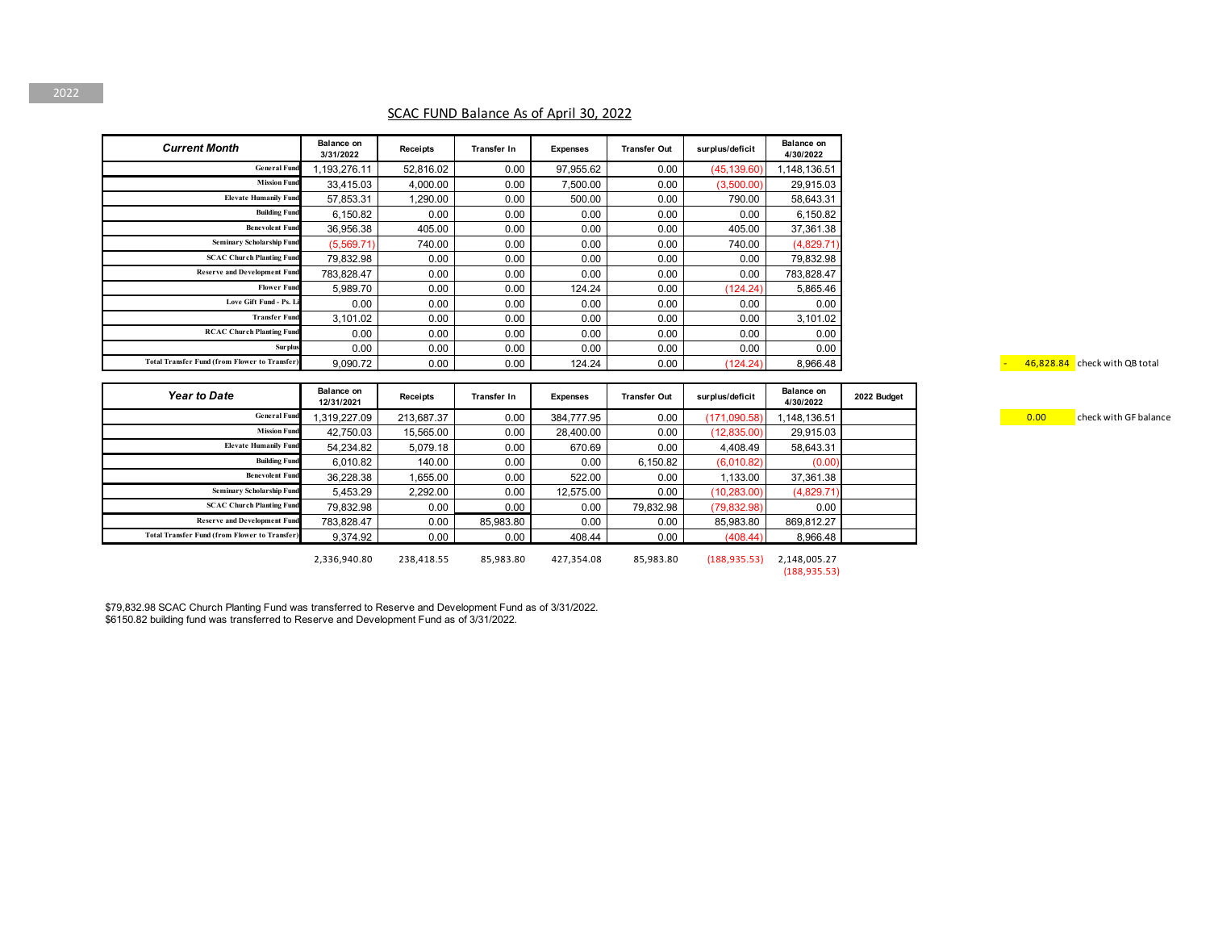2022

## SCAC FUND Balance As of April 30, 2022

| Current Month | Balance on 3/31/2022 | Receipts | Transfer In | Expenses | Transfer Out | surplus/deficit | Balance on 4/30/2022 |
|---|---|---|---|---|---|---|---|
| General Fund | 1,193,276.11 | 52,816.02 | 0.00 | 97,955.62 | 0.00 | (45,139.60) | 1,148,136.51 |
| Mission Fund | 33,415.03 | 4,000.00 | 0.00 | 7,500.00 | 0.00 | (3,500.00) | 29,915.03 |
| Elevate Humanity Fund | 57,853.31 | 1,290.00 | 0.00 | 500.00 | 0.00 | 790.00 | 58,643.31 |
| Building Fund | 6,150.82 | 0.00 | 0.00 | 0.00 | 0.00 | 0.00 | 6,150.82 |
| Benevolent Fund | 36,956.38 | 405.00 | 0.00 | 0.00 | 0.00 | 405.00 | 37,361.38 |
| Seminary Scholarship Fund | (5,569.71) | 740.00 | 0.00 | 0.00 | 0.00 | 740.00 | (4,829.71) |
| SCAC Church Planting Fund | 79,832.98 | 0.00 | 0.00 | 0.00 | 0.00 | 0.00 | 79,832.98 |
| Reserve and Development Fund | 783,828.47 | 0.00 | 0.00 | 0.00 | 0.00 | 0.00 | 783,828.47 |
| Flower Fund | 5,989.70 | 0.00 | 0.00 | 124.24 | 0.00 | (124.24) | 5,865.46 |
| Love Gift Fund - Ps. Li | 0.00 | 0.00 | 0.00 | 0.00 | 0.00 | 0.00 | 0.00 |
| Transfer Fund | 3,101.02 | 0.00 | 0.00 | 0.00 | 0.00 | 0.00 | 3,101.02 |
| RCAC Church Planting Fund | 0.00 | 0.00 | 0.00 | 0.00 | 0.00 | 0.00 | 0.00 |
| Surplus | 0.00 | 0.00 | 0.00 | 0.00 | 0.00 | 0.00 | 0.00 |
| Total Transfer Fund (from Flower to Transfer) | 9,090.72 | 0.00 | 0.00 | 124.24 | 0.00 | (124.24) | 8,966.48 |

- 46,828.84 check with QB total

| Year to Date | Balance on 12/31/2021 | Receipts | Transfer In | Expenses | Transfer Out | surplus/deficit | Balance on 4/30/2022 | 2022 Budget |
|---|---|---|---|---|---|---|---|---|
| General Fund | 1,319,227.09 | 213,687.37 | 0.00 | 384,777.95 | 0.00 | (171,090.58) | 1,148,136.51 | |
| Mission Fund | 42,750.03 | 15,565.00 | 0.00 | 28,400.00 | 0.00 | (12,835.00) | 29,915.03 | |
| Elevate Humanity Fund | 54,234.82 | 5,079.18 | 0.00 | 670.69 | 0.00 | 4,408.49 | 58,643.31 | |
| Building Fund | 6,010.82 | 140.00 | 0.00 | 0.00 | 6,150.82 | (6,010.82) | (0.00) | |
| Benevolent Fund | 36,228.38 | 1,655.00 | 0.00 | 522.00 | 0.00 | 1,133.00 | 37,361.38 | |
| Seminary Scholarship Fund | 5,453.29 | 2,292.00 | 0.00 | 12,575.00 | 0.00 | (10,283.00) | (4,829.71) | |
| SCAC Church Planting Fund | 79,832.98 | 0.00 | 0.00 | 0.00 | 79,832.98 | (79,832.98) | 0.00 | |
| Reserve and Development Fund | 783,828.47 | 0.00 | 85,983.80 | 0.00 | 0.00 | 85,983.80 | 869,812.27 | |
| Total Transfer Fund (from Flower to Transfer) | 9,374.92 | 0.00 | 0.00 | 408.44 | 0.00 | (408.44) | 8,966.48 | |
| | 2,336,940.80 | 238,418.55 | 85,983.80 | 427,354.08 | 85,983.80 | (188,935.53) | 2,148,005.27 | |
| | | | | | | | (188,935.53) | |

0.00 check with GF balance

$79,832.98 SCAC Church Planting Fund was transferred to Reserve and Development Fund as of 3/31/2022.
$6150.82 building fund was transferred to Reserve and Development Fund as of 3/31/2022.